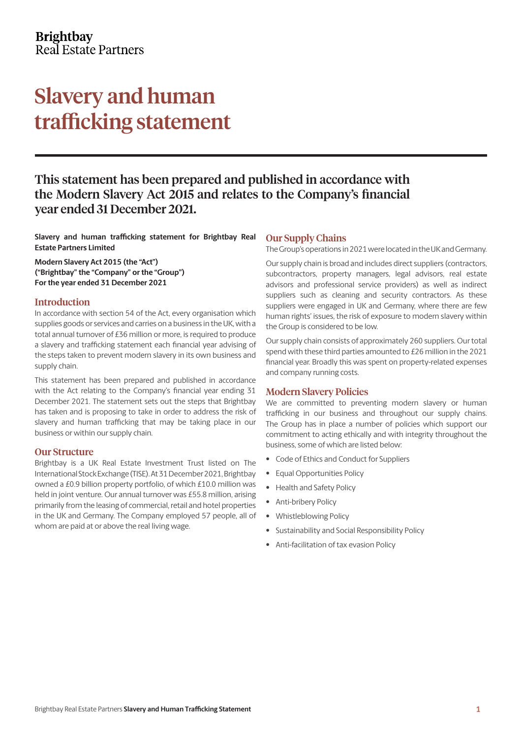Brightbay
Real Estate Partners

# Slavery and human trafficking statement

## This statement has been prepared and published in accordance with the Modern Slavery Act 2015 and relates to the Company's financial year ended 31 December 2021.

**Slavery and human trafficking statement for Brightbay Real Estate Partners Limited**

**Modern Slavery Act 2015 (the "Act")**
**("Brightbay" the "Company" or the "Group")**
**For the year ended 31 December 2021**

### Introduction

In accordance with section 54 of the Act, every organisation which supplies goods or services and carries on a business in the UK, with a total annual turnover of £36 million or more, is required to produce a slavery and trafficking statement each financial year advising of the steps taken to prevent modern slavery in its own business and supply chain.

This statement has been prepared and published in accordance with the Act relating to the Company's financial year ending 31 December 2021. The statement sets out the steps that Brightbay has taken and is proposing to take in order to address the risk of slavery and human trafficking that may be taking place in our business or within our supply chain.

### Our Structure

Brightbay is a UK Real Estate Investment Trust listed on The International Stock Exchange (TISE). At 31 December 2021, Brightbay owned a £0.9 billion property portfolio, of which £10.0 million was held in joint venture. Our annual turnover was £55.8 million, arising primarily from the leasing of commercial, retail and hotel properties in the UK and Germany. The Company employed 57 people, all of whom are paid at or above the real living wage.

### Our Supply Chains

The Group's operations in 2021 were located in the UK and Germany.

Our supply chain is broad and includes direct suppliers (contractors, subcontractors, property managers, legal advisors, real estate advisors and professional service providers) as well as indirect suppliers such as cleaning and security contractors. As these suppliers were engaged in UK and Germany, where there are few human rights' issues, the risk of exposure to modern slavery within the Group is considered to be low.

Our supply chain consists of approximately 260 suppliers. Our total spend with these third parties amounted to £26 million in the 2021 financial year. Broadly this was spent on property-related expenses and company running costs.

### Modern Slavery Policies

We are committed to preventing modern slavery or human trafficking in our business and throughout our supply chains. The Group has in place a number of policies which support our commitment to acting ethically and with integrity throughout the business, some of which are listed below:

- Code of Ethics and Conduct for Suppliers
- Equal Opportunities Policy
- Health and Safety Policy
- Anti-bribery Policy
- Whistleblowing Policy
- Sustainability and Social Responsibility Policy
- Anti-facilitation of tax evasion Policy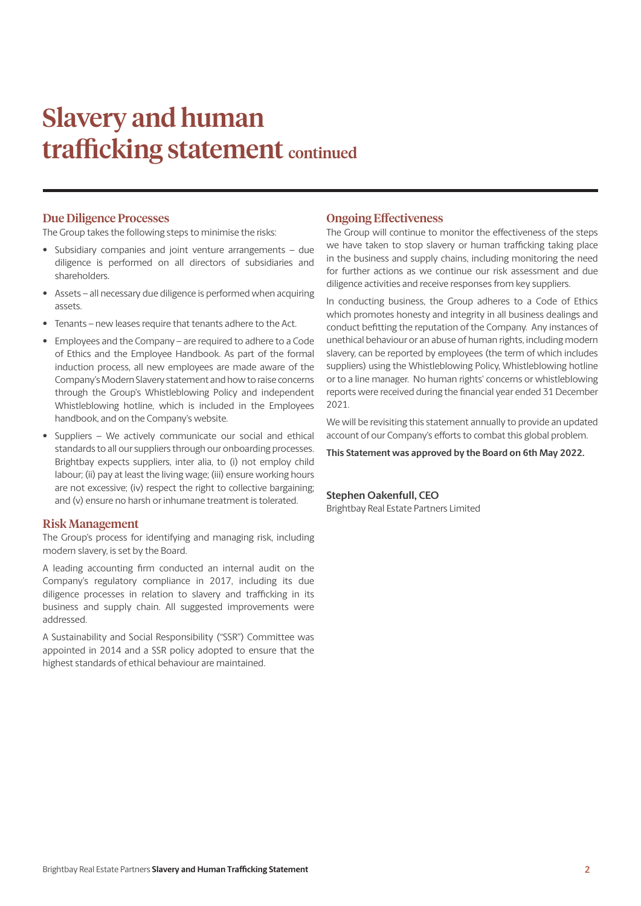# Slavery and human trafficking statement continued

## Due Diligence Processes

The Group takes the following steps to minimise the risks:

- Subsidiary companies and joint venture arrangements – due diligence is performed on all directors of subsidiaries and shareholders.
- Assets – all necessary due diligence is performed when acquiring assets.
- Tenants – new leases require that tenants adhere to the Act.
- Employees and the Company – are required to adhere to a Code of Ethics and the Employee Handbook. As part of the formal induction process, all new employees are made aware of the Company's Modern Slavery statement and how to raise concerns through the Group's Whistleblowing Policy and independent Whistleblowing hotline, which is included in the Employees handbook, and on the Company's website.
- Suppliers – We actively communicate our social and ethical standards to all our suppliers through our onboarding processes. Brightbay expects suppliers, inter alia, to (i) not employ child labour; (ii) pay at least the living wage; (iii) ensure working hours are not excessive; (iv) respect the right to collective bargaining; and (v) ensure no harsh or inhumane treatment is tolerated.

## Risk Management

The Group's process for identifying and managing risk, including modern slavery, is set by the Board.

A leading accounting firm conducted an internal audit on the Company's regulatory compliance in 2017, including its due diligence processes in relation to slavery and trafficking in its business and supply chain. All suggested improvements were addressed.

A Sustainability and Social Responsibility ("SSR") Committee was appointed in 2014 and a SSR policy adopted to ensure that the highest standards of ethical behaviour are maintained.

## Ongoing Effectiveness

The Group will continue to monitor the effectiveness of the steps we have taken to stop slavery or human trafficking taking place in the business and supply chains, including monitoring the need for further actions as we continue our risk assessment and due diligence activities and receive responses from key suppliers.

In conducting business, the Group adheres to a Code of Ethics which promotes honesty and integrity in all business dealings and conduct befitting the reputation of the Company. Any instances of unethical behaviour or an abuse of human rights, including modern slavery, can be reported by employees (the term of which includes suppliers) using the Whistleblowing Policy, Whistleblowing hotline or to a line manager. No human rights' concerns or whistleblowing reports were received during the financial year ended 31 December 2021.

We will be revisiting this statement annually to provide an updated account of our Company's efforts to combat this global problem.

**This Statement was approved by the Board on 6th May 2022.**

**Stephen Oakenfull, CEO**
Brightbay Real Estate Partners Limited